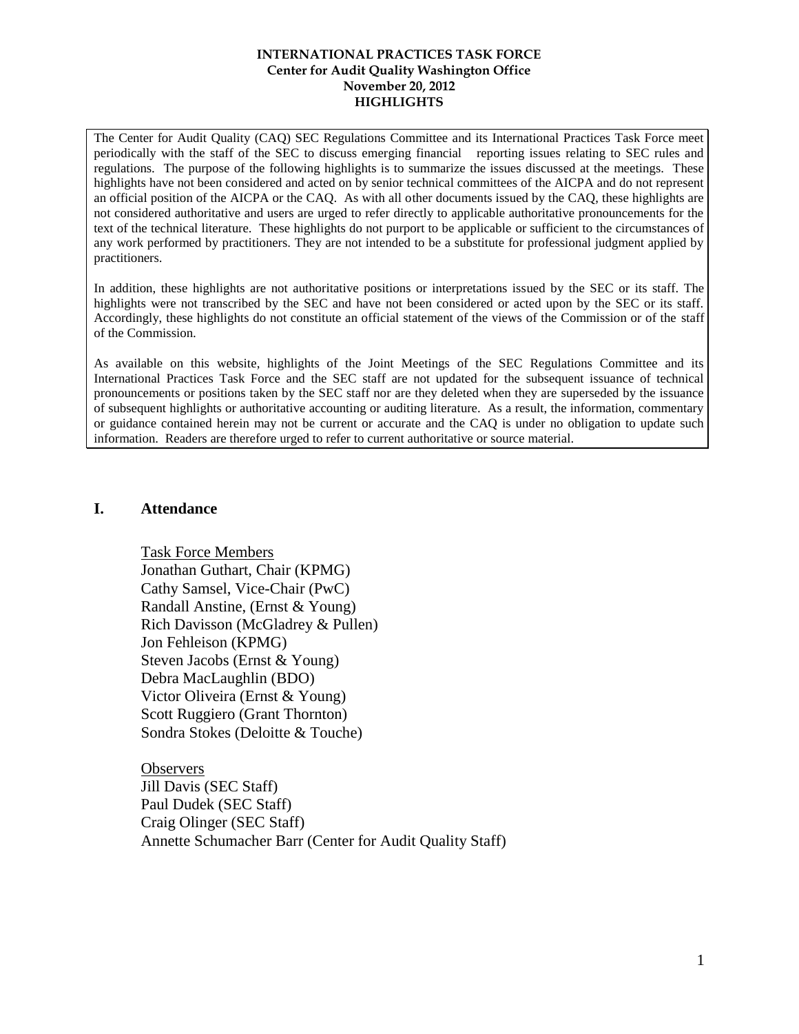**INTERNATIONAL PRACTICES TASK FORCE**
**Center for Audit Quality Washington Office**
**November 20, 2012**
**HIGHLIGHTS**

The Center for Audit Quality (CAQ) SEC Regulations Committee and its International Practices Task Force meet periodically with the staff of the SEC to discuss emerging financial reporting issues relating to SEC rules and regulations. The purpose of the following highlights is to summarize the issues discussed at the meetings. These highlights have not been considered and acted on by senior technical committees of the AICPA and do not represent an official position of the AICPA or the CAQ. As with all other documents issued by the CAQ, these highlights are not considered authoritative and users are urged to refer directly to applicable authoritative pronouncements for the text of the technical literature. These highlights do not purport to be applicable or sufficient to the circumstances of any work performed by practitioners. They are not intended to be a substitute for professional judgment applied by practitioners.

In addition, these highlights are not authoritative positions or interpretations issued by the SEC or its staff. The highlights were not transcribed by the SEC and have not been considered or acted upon by the SEC or its staff. Accordingly, these highlights do not constitute an official statement of the views of the Commission or of the staff of the Commission.

As available on this website, highlights of the Joint Meetings of the SEC Regulations Committee and its International Practices Task Force and the SEC staff are not updated for the subsequent issuance of technical pronouncements or positions taken by the SEC staff nor are they deleted when they are superseded by the issuance of subsequent highlights or authoritative accounting or auditing literature. As a result, the information, commentary or guidance contained herein may not be current or accurate and the CAQ is under no obligation to update such information. Readers are therefore urged to refer to current authoritative or source material.

## I. Attendance

Task Force Members
Jonathan Guthart, Chair (KPMG)
Cathy Samsel, Vice-Chair (PwC)
Randall Anstine, (Ernst & Young)
Rich Davisson (McGladrey & Pullen)
Jon Fehleison (KPMG)
Steven Jacobs (Ernst & Young)
Debra MacLaughlin (BDO)
Victor Oliveira (Ernst & Young)
Scott Ruggiero (Grant Thornton)
Sondra Stokes (Deloitte & Touche)

Observers
Jill Davis (SEC Staff)
Paul Dudek (SEC Staff)
Craig Olinger (SEC Staff)
Annette Schumacher Barr (Center for Audit Quality Staff)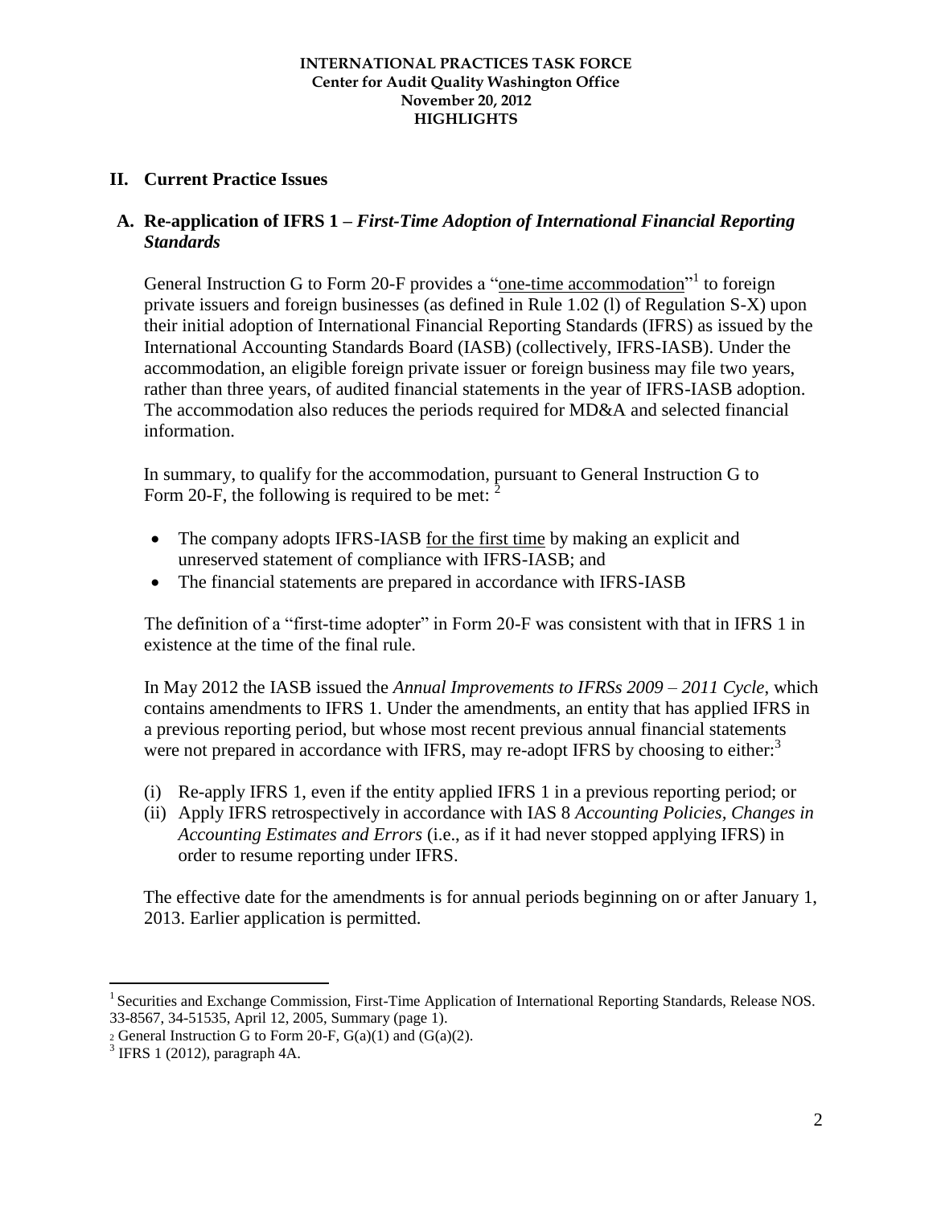## II. Current Practice Issues

### A. Re-application of IFRS 1 – *First-Time Adoption of International Financial Reporting Standards*

General Instruction G to Form 20-F provides a "one-time accommodation"[1] to foreign private issuers and foreign businesses (as defined in Rule 1.02 (l) of Regulation S-X) upon their initial adoption of International Financial Reporting Standards (IFRS) as issued by the International Accounting Standards Board (IASB) (collectively, IFRS-IASB). Under the accommodation, an eligible foreign private issuer or foreign business may file two years, rather than three years, of audited financial statements in the year of IFRS-IASB adoption. The accommodation also reduces the periods required for MD&A and selected financial information.

In summary, to qualify for the accommodation, pursuant to General Instruction G to Form 20-F, the following is required to be met: [2]

- The company adopts IFRS-IASB for the first time by making an explicit and unreserved statement of compliance with IFRS-IASB; and
- The financial statements are prepared in accordance with IFRS-IASB

The definition of a "first-time adopter" in Form 20-F was consistent with that in IFRS 1 in existence at the time of the final rule.

In May 2012 the IASB issued the *Annual Improvements to IFRSs 2009 – 2011 Cycle*, which contains amendments to IFRS 1. Under the amendments, an entity that has applied IFRS in a previous reporting period, but whose most recent previous annual financial statements were not prepared in accordance with IFRS, may re-adopt IFRS by choosing to either:[3]

(i) Re-apply IFRS 1, even if the entity applied IFRS 1 in a previous reporting period; or
(ii) Apply IFRS retrospectively in accordance with IAS 8 *Accounting Policies, Changes in Accounting Estimates and Errors* (i.e., as if it had never stopped applying IFRS) in order to resume reporting under IFRS.

The effective date for the amendments is for annual periods beginning on or after January 1, 2013. Earlier application is permitted.

---

[1] Securities and Exchange Commission, First-Time Application of International Reporting Standards, Release NOS. 33-8567, 34-51535, April 12, 2005, Summary (page 1).

[2] General Instruction G to Form 20-F, G(a)(1) and (G(a)(2).

[3] IFRS 1 (2012), paragraph 4A.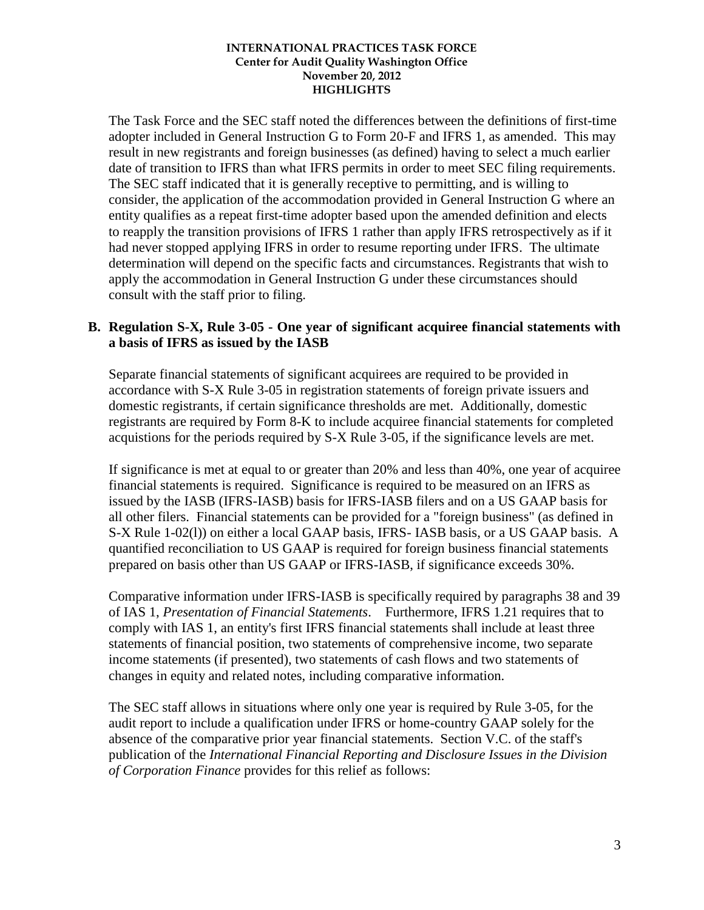The Task Force and the SEC staff noted the differences between the definitions of first-time adopter included in General Instruction G to Form 20-F and IFRS 1, as amended. This may result in new registrants and foreign businesses (as defined) having to select a much earlier date of transition to IFRS than what IFRS permits in order to meet SEC filing requirements. The SEC staff indicated that it is generally receptive to permitting, and is willing to consider, the application of the accommodation provided in General Instruction G where an entity qualifies as a repeat first-time adopter based upon the amended definition and elects to reapply the transition provisions of IFRS 1 rather than apply IFRS retrospectively as if it had never stopped applying IFRS in order to resume reporting under IFRS. The ultimate determination will depend on the specific facts and circumstances. Registrants that wish to apply the accommodation in General Instruction G under these circumstances should consult with the staff prior to filing.

## B. Regulation S-X, Rule 3-05 - One year of significant acquiree financial statements with a basis of IFRS as issued by the IASB

Separate financial statements of significant acquirees are required to be provided in accordance with S-X Rule 3-05 in registration statements of foreign private issuers and domestic registrants, if certain significance thresholds are met. Additionally, domestic registrants are required by Form 8-K to include acquiree financial statements for completed acquistions for the periods required by S-X Rule 3-05, if the significance levels are met.

If significance is met at equal to or greater than 20% and less than 40%, one year of acquiree financial statements is required. Significance is required to be measured on an IFRS as issued by the IASB (IFRS-IASB) basis for IFRS-IASB filers and on a US GAAP basis for all other filers. Financial statements can be provided for a "foreign business" (as defined in S-X Rule 1-02(l)) on either a local GAAP basis, IFRS- IASB basis, or a US GAAP basis. A quantified reconciliation to US GAAP is required for foreign business financial statements prepared on basis other than US GAAP or IFRS-IASB, if significance exceeds 30%.

Comparative information under IFRS-IASB is specifically required by paragraphs 38 and 39 of IAS 1, *Presentation of Financial Statements*. Furthermore, IFRS 1.21 requires that to comply with IAS 1, an entity's first IFRS financial statements shall include at least three statements of financial position, two statements of comprehensive income, two separate income statements (if presented), two statements of cash flows and two statements of changes in equity and related notes, including comparative information.

The SEC staff allows in situations where only one year is required by Rule 3-05, for the audit report to include a qualification under IFRS or home-country GAAP solely for the absence of the comparative prior year financial statements. Section V.C. of the staff's publication of the *International Financial Reporting and Disclosure Issues in the Division of Corporation Finance* provides for this relief as follows: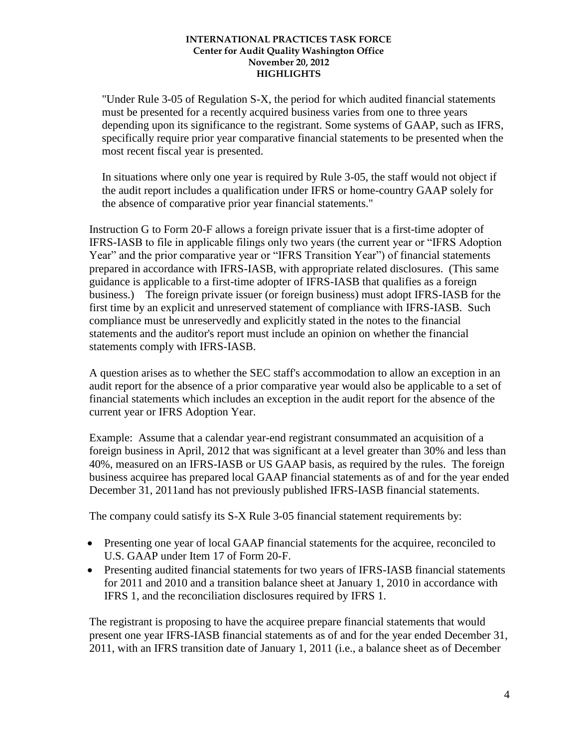"Under Rule 3-05 of Regulation S-X, the period for which audited financial statements must be presented for a recently acquired business varies from one to three years depending upon its significance to the registrant. Some systems of GAAP, such as IFRS, specifically require prior year comparative financial statements to be presented when the most recent fiscal year is presented.

In situations where only one year is required by Rule 3-05, the staff would not object if the audit report includes a qualification under IFRS or home-country GAAP solely for the absence of comparative prior year financial statements."

Instruction G to Form 20-F allows a foreign private issuer that is a first-time adopter of IFRS-IASB to file in applicable filings only two years (the current year or "IFRS Adoption Year" and the prior comparative year or "IFRS Transition Year") of financial statements prepared in accordance with IFRS-IASB, with appropriate related disclosures. (This same guidance is applicable to a first-time adopter of IFRS-IASB that qualifies as a foreign business.) The foreign private issuer (or foreign business) must adopt IFRS-IASB for the first time by an explicit and unreserved statement of compliance with IFRS-IASB. Such compliance must be unreservedly and explicitly stated in the notes to the financial statements and the auditor's report must include an opinion on whether the financial statements comply with IFRS-IASB.

A question arises as to whether the SEC staff's accommodation to allow an exception in an audit report for the absence of a prior comparative year would also be applicable to a set of financial statements which includes an exception in the audit report for the absence of the current year or IFRS Adoption Year.

Example: Assume that a calendar year-end registrant consummated an acquisition of a foreign business in April, 2012 that was significant at a level greater than 30% and less than 40%, measured on an IFRS-IASB or US GAAP basis, as required by the rules. The foreign business acquiree has prepared local GAAP financial statements as of and for the year ended December 31, 2011and has not previously published IFRS-IASB financial statements.

The company could satisfy its S-X Rule 3-05 financial statement requirements by:

- Presenting one year of local GAAP financial statements for the acquiree, reconciled to U.S. GAAP under Item 17 of Form 20-F.
- Presenting audited financial statements for two years of IFRS-IASB financial statements for 2011 and 2010 and a transition balance sheet at January 1, 2010 in accordance with IFRS 1, and the reconciliation disclosures required by IFRS 1.

The registrant is proposing to have the acquiree prepare financial statements that would present one year IFRS-IASB financial statements as of and for the year ended December 31, 2011, with an IFRS transition date of January 1, 2011 (i.e., a balance sheet as of December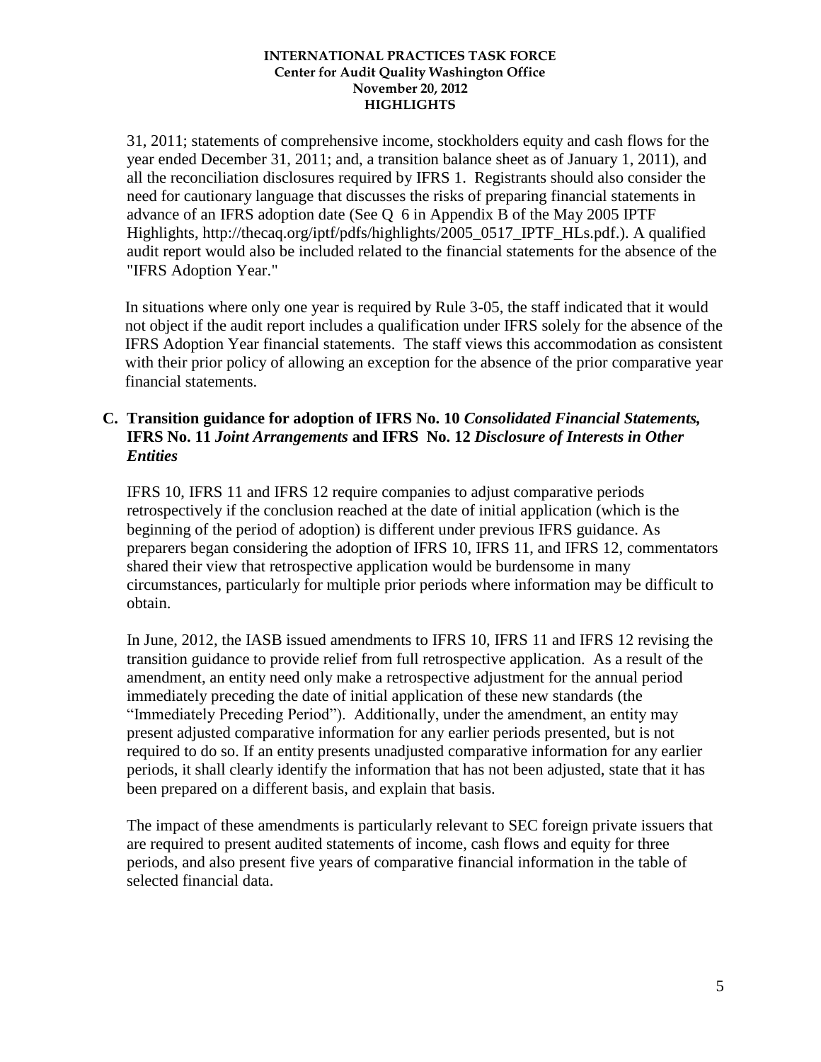31, 2011; statements of comprehensive income, stockholders equity and cash flows for the year ended December 31, 2011; and, a transition balance sheet as of January 1, 2011), and all the reconciliation disclosures required by IFRS 1. Registrants should also consider the need for cautionary language that discusses the risks of preparing financial statements in advance of an IFRS adoption date (See Q 6 in Appendix B of the May 2005 IPTF Highlights, http://thecaq.org/iptf/pdfs/highlights/2005_0517_IPTF_HLs.pdf.). A qualified audit report would also be included related to the financial statements for the absence of the "IFRS Adoption Year."

In situations where only one year is required by Rule 3-05, the staff indicated that it would not object if the audit report includes a qualification under IFRS solely for the absence of the IFRS Adoption Year financial statements. The staff views this accommodation as consistent with their prior policy of allowing an exception for the absence of the prior comparative year financial statements.

### C. Transition guidance for adoption of IFRS No. 10 *Consolidated Financial Statements,* IFRS No. 11 *Joint Arrangements* and IFRS No. 12 *Disclosure of Interests in Other Entities*

IFRS 10, IFRS 11 and IFRS 12 require companies to adjust comparative periods retrospectively if the conclusion reached at the date of initial application (which is the beginning of the period of adoption) is different under previous IFRS guidance. As preparers began considering the adoption of IFRS 10, IFRS 11, and IFRS 12, commentators shared their view that retrospective application would be burdensome in many circumstances, particularly for multiple prior periods where information may be difficult to obtain.

In June, 2012, the IASB issued amendments to IFRS 10, IFRS 11 and IFRS 12 revising the transition guidance to provide relief from full retrospective application. As a result of the amendment, an entity need only make a retrospective adjustment for the annual period immediately preceding the date of initial application of these new standards (the "Immediately Preceding Period"). Additionally, under the amendment, an entity may present adjusted comparative information for any earlier periods presented, but is not required to do so. If an entity presents unadjusted comparative information for any earlier periods, it shall clearly identify the information that has not been adjusted, state that it has been prepared on a different basis, and explain that basis.

The impact of these amendments is particularly relevant to SEC foreign private issuers that are required to present audited statements of income, cash flows and equity for three periods, and also present five years of comparative financial information in the table of selected financial data.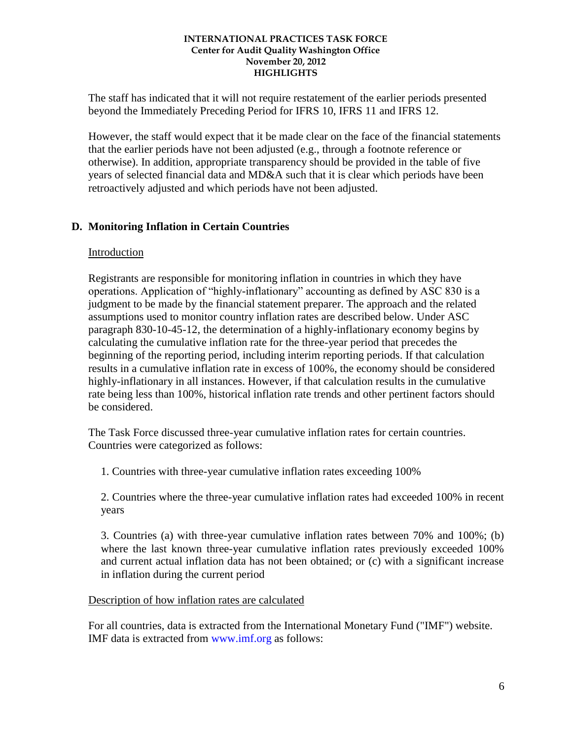The staff has indicated that it will not require restatement of the earlier periods presented beyond the Immediately Preceding Period for IFRS 10, IFRS 11 and IFRS 12.

However, the staff would expect that it be made clear on the face of the financial statements that the earlier periods have not been adjusted (e.g., through a footnote reference or otherwise). In addition, appropriate transparency should be provided in the table of five years of selected financial data and MD&A such that it is clear which periods have been retroactively adjusted and which periods have not been adjusted.

## D. Monitoring Inflation in Certain Countries

Introduction

Registrants are responsible for monitoring inflation in countries in which they have operations. Application of "highly-inflationary" accounting as defined by ASC 830 is a judgment to be made by the financial statement preparer. The approach and the related assumptions used to monitor country inflation rates are described below. Under ASC paragraph 830-10-45-12, the determination of a highly-inflationary economy begins by calculating the cumulative inflation rate for the three-year period that precedes the beginning of the reporting period, including interim reporting periods. If that calculation results in a cumulative inflation rate in excess of 100%, the economy should be considered highly-inflationary in all instances. However, if that calculation results in the cumulative rate being less than 100%, historical inflation rate trends and other pertinent factors should be considered.

The Task Force discussed three-year cumulative inflation rates for certain countries. Countries were categorized as follows:

1. Countries with three-year cumulative inflation rates exceeding 100%

2. Countries where the three-year cumulative inflation rates had exceeded 100% in recent years

3. Countries (a) with three-year cumulative inflation rates between 70% and 100%; (b) where the last known three-year cumulative inflation rates previously exceeded 100% and current actual inflation data has not been obtained; or (c) with a significant increase in inflation during the current period

Description of how inflation rates are calculated

For all countries, data is extracted from the International Monetary Fund ("IMF") website. IMF data is extracted from www.imf.org as follows: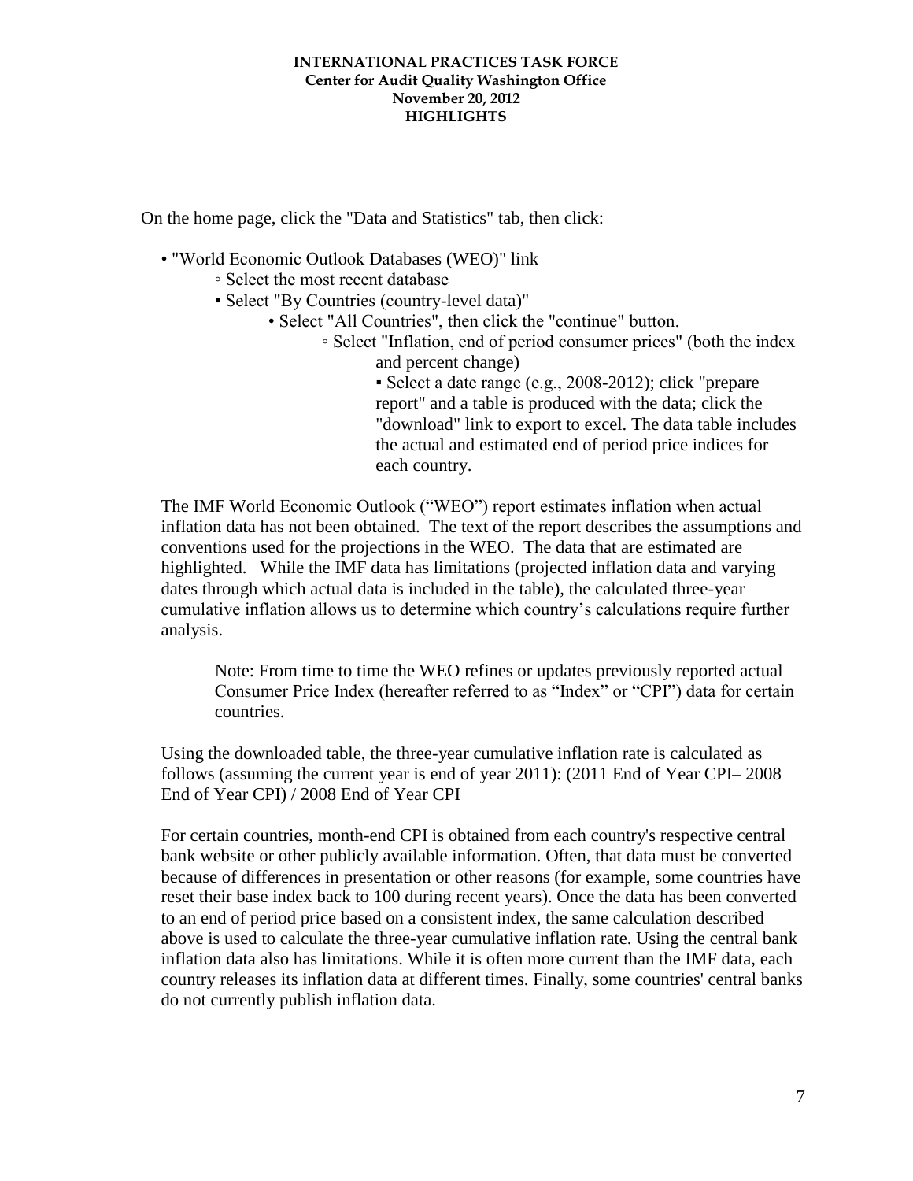On the home page, click the "Data and Statistics" tab, then click:

- "World Economic Outlook Databases (WEO)" link
  - Select the most recent database
    - Select "By Countries (country-level data)"
      - Select "All Countries", then click the "continue" button.
        - Select "Inflation, end of period consumer prices" (both the index and percent change)
          - Select a date range (e.g., 2008-2012); click "prepare report" and a table is produced with the data; click the "download" link to export to excel. The data table includes the actual and estimated end of period price indices for each country.

The IMF World Economic Outlook ("WEO") report estimates inflation when actual inflation data has not been obtained. The text of the report describes the assumptions and conventions used for the projections in the WEO. The data that are estimated are highlighted. While the IMF data has limitations (projected inflation data and varying dates through which actual data is included in the table), the calculated three-year cumulative inflation allows us to determine which country's calculations require further analysis.

> Note: From time to time the WEO refines or updates previously reported actual Consumer Price Index (hereafter referred to as "Index" or "CPI") data for certain countries.

Using the downloaded table, the three-year cumulative inflation rate is calculated as follows (assuming the current year is end of year 2011): (2011 End of Year CPI– 2008 End of Year CPI) / 2008 End of Year CPI

For certain countries, month-end CPI is obtained from each country's respective central bank website or other publicly available information. Often, that data must be converted because of differences in presentation or other reasons (for example, some countries have reset their base index back to 100 during recent years). Once the data has been converted to an end of period price based on a consistent index, the same calculation described above is used to calculate the three-year cumulative inflation rate. Using the central bank inflation data also has limitations. While it is often more current than the IMF data, each country releases its inflation data at different times. Finally, some countries' central banks do not currently publish inflation data.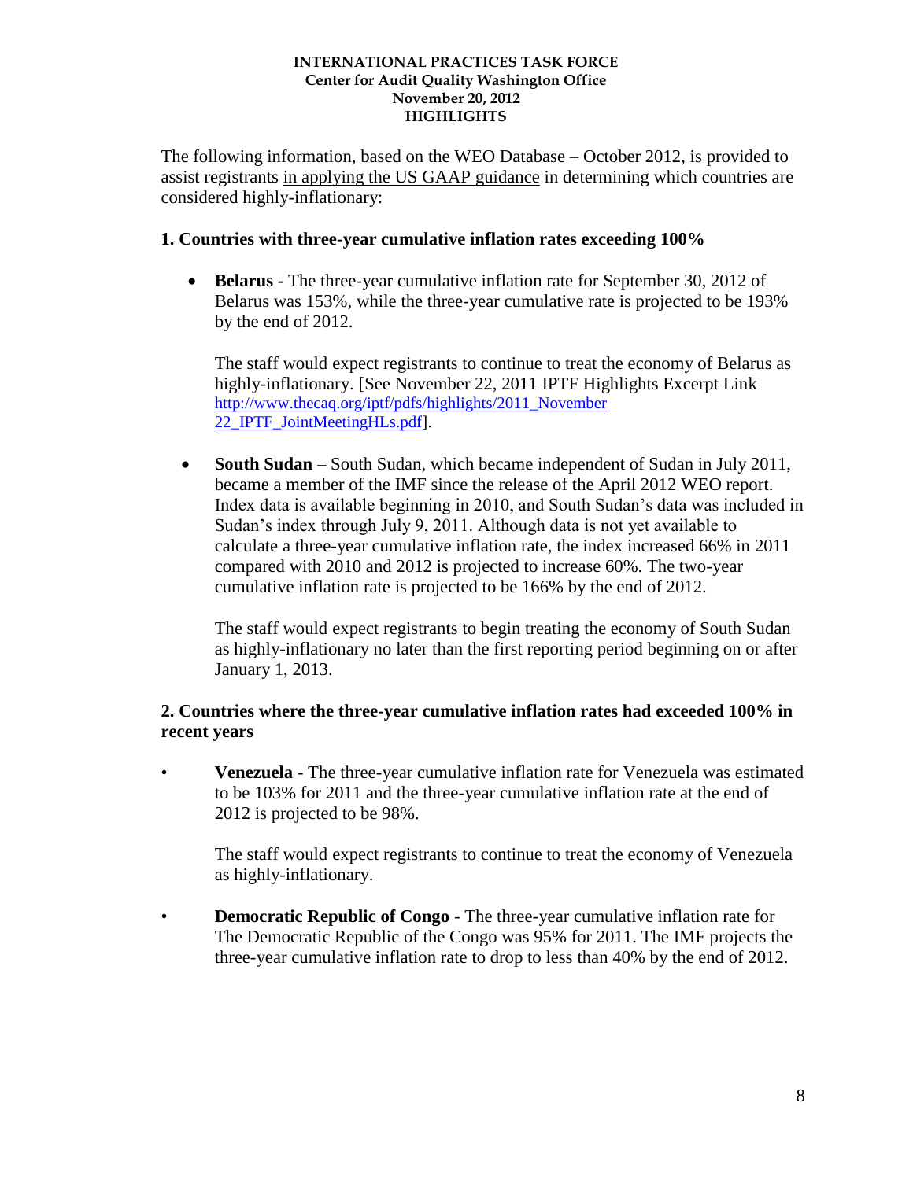**INTERNATIONAL PRACTICES TASK FORCE**
**Center for Audit Quality Washington Office**
**November 20, 2012**
**HIGHLIGHTS**

The following information, based on the WEO Database – October 2012, is provided to assist registrants in applying the US GAAP guidance in determining which countries are considered highly-inflationary:

## 1. Countries with three-year cumulative inflation rates exceeding 100%

- **Belarus -** The three-year cumulative inflation rate for September 30, 2012 of Belarus was 153%, while the three-year cumulative rate is projected to be 193% by the end of 2012.

  The staff would expect registrants to continue to treat the economy of Belarus as highly-inflationary. [See November 22, 2011 IPTF Highlights Excerpt Link http://www.thecaq.org/iptf/pdfs/highlights/2011_November 22_IPTF_JointMeetingHLs.pdf].

- **South Sudan** – South Sudan, which became independent of Sudan in July 2011, became a member of the IMF since the release of the April 2012 WEO report. Index data is available beginning in 2010, and South Sudan's data was included in Sudan's index through July 9, 2011. Although data is not yet available to calculate a three-year cumulative inflation rate, the index increased 66% in 2011 compared with 2010 and 2012 is projected to increase 60%. The two-year cumulative inflation rate is projected to be 166% by the end of 2012.

  The staff would expect registrants to begin treating the economy of South Sudan as highly-inflationary no later than the first reporting period beginning on or after January 1, 2013.

## 2. Countries where the three-year cumulative inflation rates had exceeded 100% in recent years

- **Venezuela** - The three-year cumulative inflation rate for Venezuela was estimated to be 103% for 2011 and the three-year cumulative inflation rate at the end of 2012 is projected to be 98%.

  The staff would expect registrants to continue to treat the economy of Venezuela as highly-inflationary.

- **Democratic Republic of Congo** - The three-year cumulative inflation rate for The Democratic Republic of the Congo was 95% for 2011. The IMF projects the three-year cumulative inflation rate to drop to less than 40% by the end of 2012.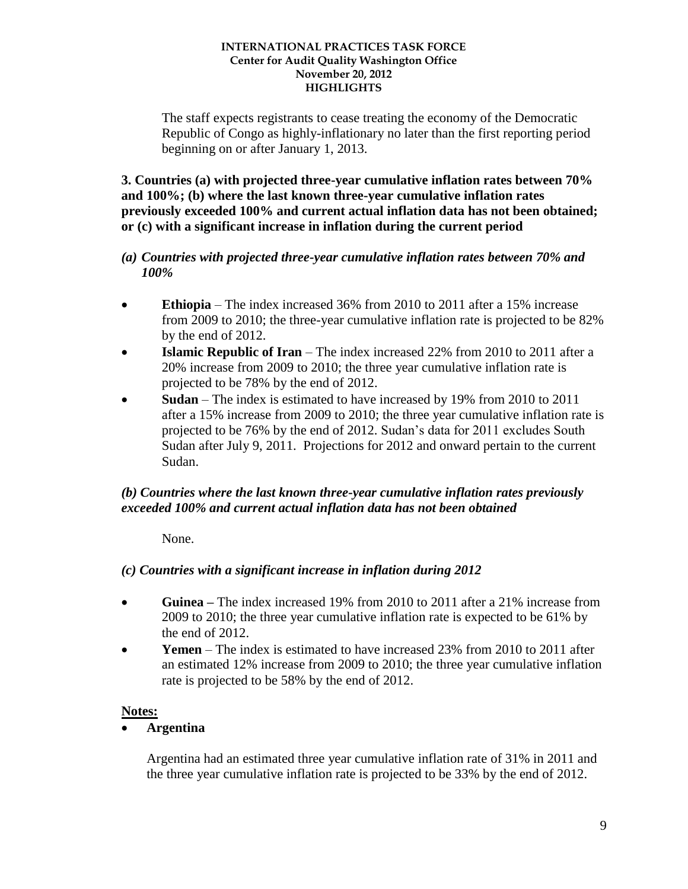The staff expects registrants to cease treating the economy of the Democratic Republic of Congo as highly-inflationary no later than the first reporting period beginning on or after January 1, 2013.

**3. Countries (a) with projected three-year cumulative inflation rates between 70% and 100%; (b) where the last known three-year cumulative inflation rates previously exceeded 100% and current actual inflation data has not been obtained; or (c) with a significant increase in inflation during the current period**

***(a) Countries with projected three-year cumulative inflation rates between 70% and 100%***

- **Ethiopia** – The index increased 36% from 2010 to 2011 after a 15% increase from 2009 to 2010; the three-year cumulative inflation rate is projected to be 82% by the end of 2012.
- **Islamic Republic of Iran** – The index increased 22% from 2010 to 2011 after a 20% increase from 2009 to 2010; the three year cumulative inflation rate is projected to be 78% by the end of 2012.
- **Sudan** – The index is estimated to have increased by 19% from 2010 to 2011 after a 15% increase from 2009 to 2010; the three year cumulative inflation rate is projected to be 76% by the end of 2012. Sudan's data for 2011 excludes South Sudan after July 9, 2011. Projections for 2012 and onward pertain to the current Sudan.

***(b) Countries where the last known three-year cumulative inflation rates previously exceeded 100% and current actual inflation data has not been obtained***

None.

***(c) Countries with a significant increase in inflation during 2012***

- **Guinea –** The index increased 19% from 2010 to 2011 after a 21% increase from 2009 to 2010; the three year cumulative inflation rate is expected to be 61% by the end of 2012.
- **Yemen** – The index is estimated to have increased 23% from 2010 to 2011 after an estimated 12% increase from 2009 to 2010; the three year cumulative inflation rate is projected to be 58% by the end of 2012.

**Notes:**

- **Argentina**

  Argentina had an estimated three year cumulative inflation rate of 31% in 2011 and the three year cumulative inflation rate is projected to be 33% by the end of 2012.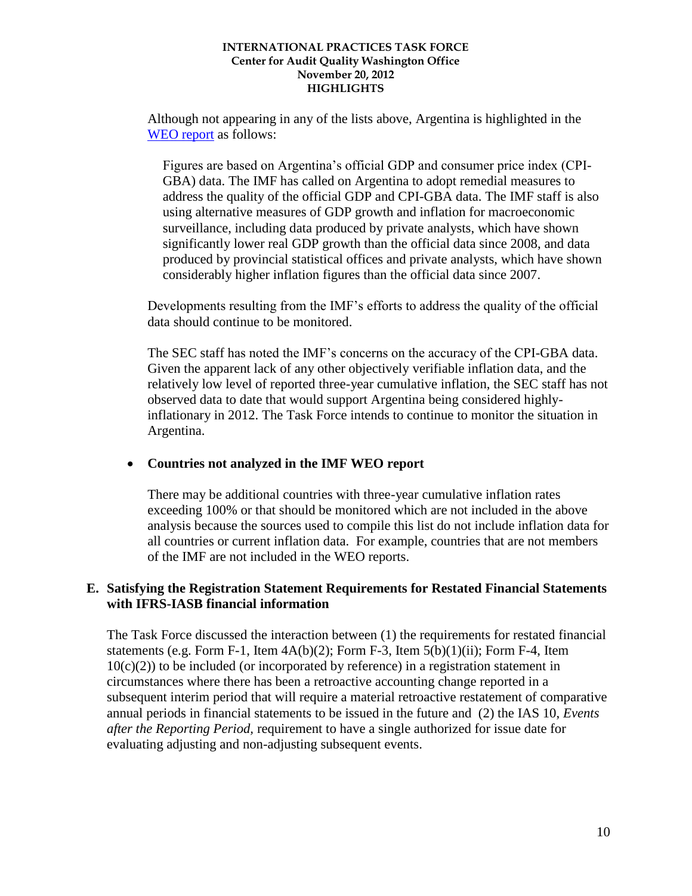Although not appearing in any of the lists above, Argentina is highlighted in the WEO report as follows:

> Figures are based on Argentina's official GDP and consumer price index (CPI-GBA) data. The IMF has called on Argentina to adopt remedial measures to address the quality of the official GDP and CPI-GBA data. The IMF staff is also using alternative measures of GDP growth and inflation for macroeconomic surveillance, including data produced by private analysts, which have shown significantly lower real GDP growth than the official data since 2008, and data produced by provincial statistical offices and private analysts, which have shown considerably higher inflation figures than the official data since 2007.

Developments resulting from the IMF's efforts to address the quality of the official data should continue to be monitored.

The SEC staff has noted the IMF's concerns on the accuracy of the CPI-GBA data. Given the apparent lack of any other objectively verifiable inflation data, and the relatively low level of reported three-year cumulative inflation, the SEC staff has not observed data to date that would support Argentina being considered highly-inflationary in 2012. The Task Force intends to continue to monitor the situation in Argentina.

- **Countries not analyzed in the IMF WEO report**

  There may be additional countries with three-year cumulative inflation rates exceeding 100% or that should be monitored which are not included in the above analysis because the sources used to compile this list do not include inflation data for all countries or current inflation data. For example, countries that are not members of the IMF are not included in the WEO reports.

## E. Satisfying the Registration Statement Requirements for Restated Financial Statements with IFRS-IASB financial information

The Task Force discussed the interaction between (1) the requirements for restated financial statements (e.g. Form F-1, Item 4A(b)(2); Form F-3, Item 5(b)(1)(ii); Form F-4, Item 10(c)(2)) to be included (or incorporated by reference) in a registration statement in circumstances where there has been a retroactive accounting change reported in a subsequent interim period that will require a material retroactive restatement of comparative annual periods in financial statements to be issued in the future and (2) the IAS 10, *Events after the Reporting Period*, requirement to have a single authorized for issue date for evaluating adjusting and non-adjusting subsequent events.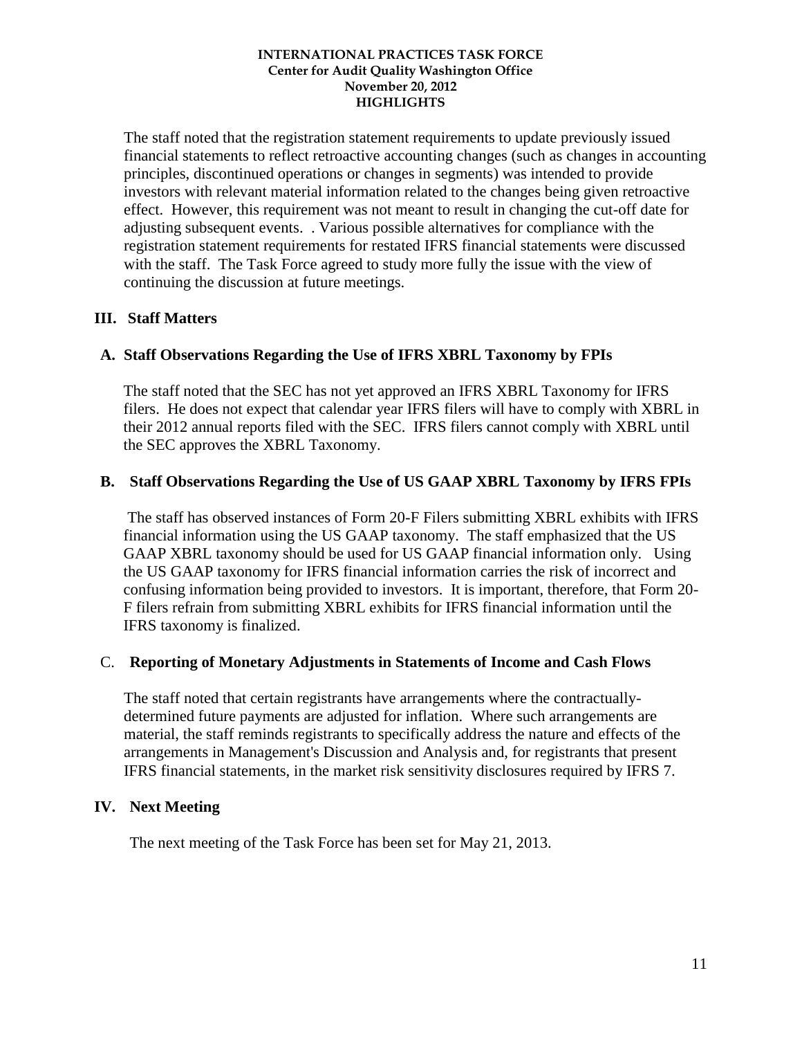The staff noted that the registration statement requirements to update previously issued financial statements to reflect retroactive accounting changes (such as changes in accounting principles, discontinued operations or changes in segments) was intended to provide investors with relevant material information related to the changes being given retroactive effect. However, this requirement was not meant to result in changing the cut-off date for adjusting subsequent events. . Various possible alternatives for compliance with the registration statement requirements for restated IFRS financial statements were discussed with the staff. The Task Force agreed to study more fully the issue with the view of continuing the discussion at future meetings.

## III. Staff Matters

### A. Staff Observations Regarding the Use of IFRS XBRL Taxonomy by FPIs

The staff noted that the SEC has not yet approved an IFRS XBRL Taxonomy for IFRS filers. He does not expect that calendar year IFRS filers will have to comply with XBRL in their 2012 annual reports filed with the SEC. IFRS filers cannot comply with XBRL until the SEC approves the XBRL Taxonomy.

### B. Staff Observations Regarding the Use of US GAAP XBRL Taxonomy by IFRS FPIs

The staff has observed instances of Form 20-F Filers submitting XBRL exhibits with IFRS financial information using the US GAAP taxonomy. The staff emphasized that the US GAAP XBRL taxonomy should be used for US GAAP financial information only. Using the US GAAP taxonomy for IFRS financial information carries the risk of incorrect and confusing information being provided to investors. It is important, therefore, that Form 20-F filers refrain from submitting XBRL exhibits for IFRS financial information until the IFRS taxonomy is finalized.

### C. Reporting of Monetary Adjustments in Statements of Income and Cash Flows

The staff noted that certain registrants have arrangements where the contractually-determined future payments are adjusted for inflation. Where such arrangements are material, the staff reminds registrants to specifically address the nature and effects of the arrangements in Management's Discussion and Analysis and, for registrants that present IFRS financial statements, in the market risk sensitivity disclosures required by IFRS 7.

## IV. Next Meeting

The next meeting of the Task Force has been set for May 21, 2013.